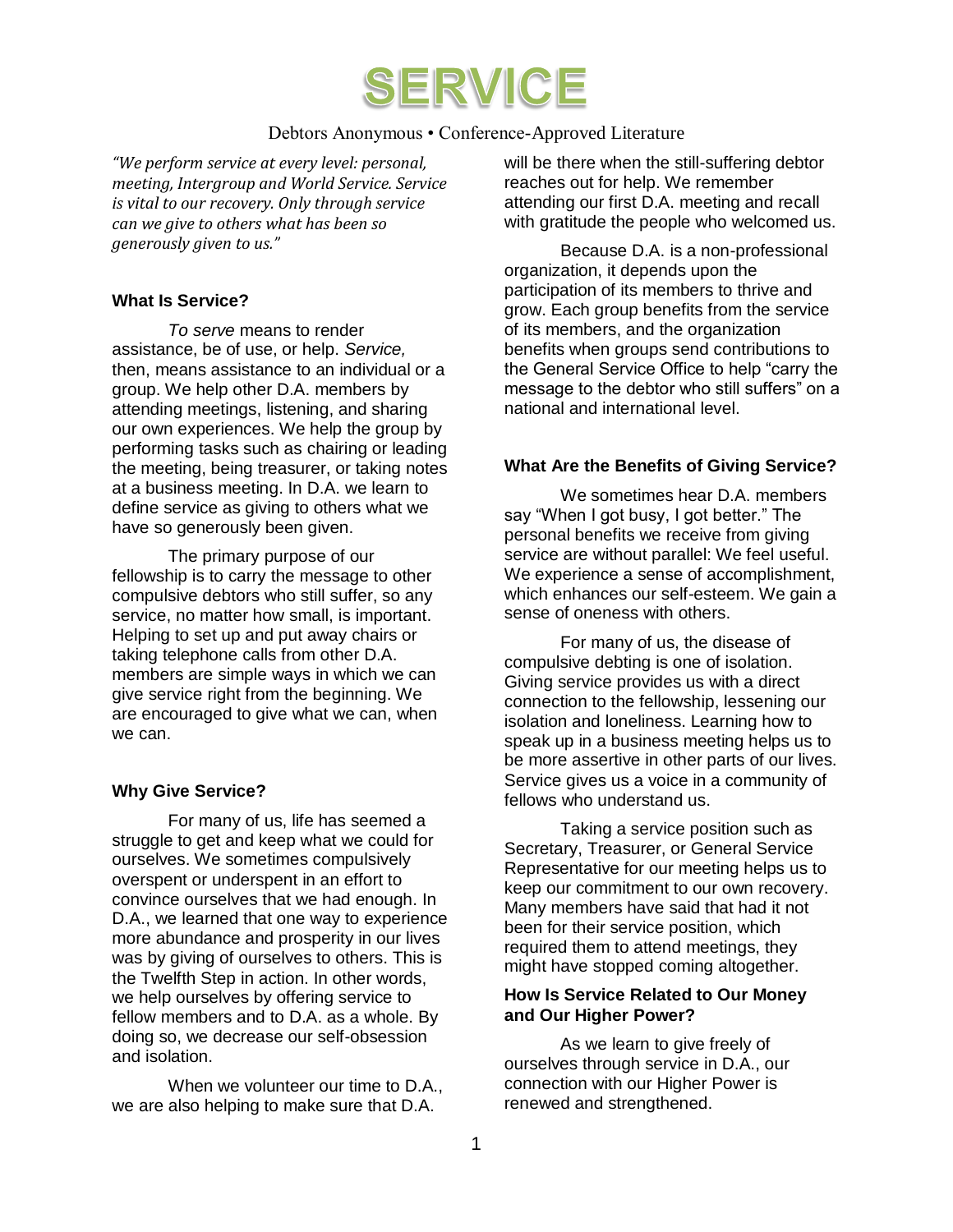# SERVICE

Debtors Anonymous • Conference-Approved Literature

*"We perform service at every level: personal, meeting, Intergroup and World Service. Service is vital to our recovery. Only through service can we give to others what has been so generously given to us."*

### What Is Service?

*To serve* means to render assistance, be of use, or help. *Service,* then, means assistance to an individual or a group. We help other D.A. members by attending meetings, listening, and sharing our own experiences. We help the group by performing tasks such as chairing or leading the meeting, being treasurer, or taking notes at a business meeting. In D.A. we learn to define service as giving to others what we have so generously been given.

The primary purpose of our fellowship is to carry the message to other compulsive debtors who still suffer, so any service, no matter how small, is important. Helping to set up and put away chairs or taking telephone calls from other D.A. members are simple ways in which we can give service right from the beginning. We are encouraged to give what we can, when we can.

### Why Give Service?

For many of us, life has seemed a struggle to get and keep what we could for ourselves. We sometimes compulsively overspent or underspent in an effort to convince ourselves that we had enough. In D.A., we learned that one way to experience more abundance and prosperity in our lives was by giving of ourselves to others. This is the Twelfth Step in action. In other words, we help ourselves by offering service to fellow members and to D.A. as a whole. By doing so, we decrease our self-obsession and isolation.

When we volunteer our time to D.A., we are also helping to make sure that D.A. will be there when the still-suffering debtor reaches out for help. We remember attending our first D.A. meeting and recall with gratitude the people who welcomed us.

Because D.A. is a non-professional organization, it depends upon the participation of its members to thrive and grow. Each group benefits from the service of its members, and the organization benefits when groups send contributions to the General Service Office to help "carry the message to the debtor who still suffers" on a national and international level.

### What Are the Benefits of Giving Service?

We sometimes hear D.A. members say "When I got busy, I got better." The personal benefits we receive from giving service are without parallel: We feel useful. We experience a sense of accomplishment, which enhances our self-esteem. We gain a sense of oneness with others.

For many of us, the disease of compulsive debting is one of isolation. Giving service provides us with a direct connection to the fellowship, lessening our isolation and loneliness. Learning how to speak up in a business meeting helps us to be more assertive in other parts of our lives. Service gives us a voice in a community of fellows who understand us.

Taking a service position such as Secretary, Treasurer, or General Service Representative for our meeting helps us to keep our commitment to our own recovery. Many members have said that had it not been for their service position, which required them to attend meetings, they might have stopped coming altogether.

### How Is Service Related to Our Money and Our Higher Power?

As we learn to give freely of ourselves through service in D.A., our connection with our Higher Power is renewed and strengthened.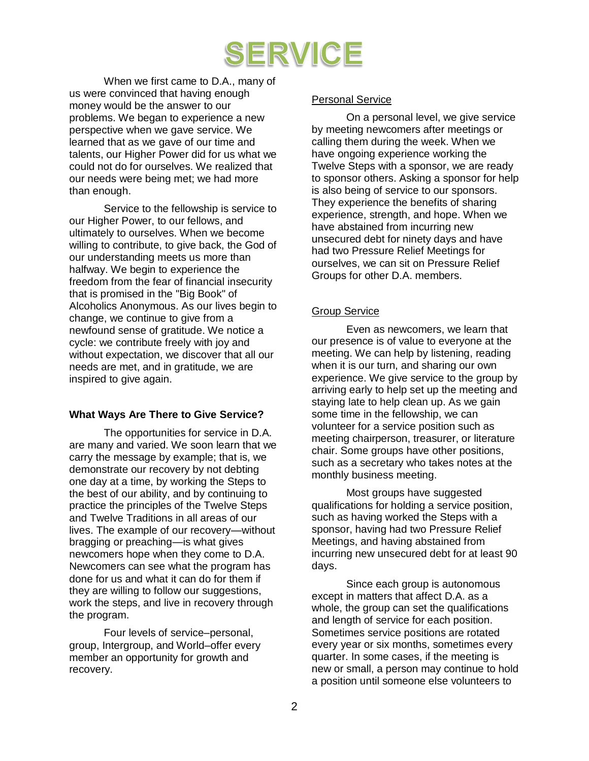# SERVICE

When we first came to D.A., many of us were convinced that having enough money would be the answer to our problems. We began to experience a new perspective when we gave service. We learned that as we gave of our time and talents, our Higher Power did for us what we could not do for ourselves. We realized that our needs were being met; we had more than enough.

Service to the fellowship is service to our Higher Power, to our fellows, and ultimately to ourselves. When we become willing to contribute, to give back, the God of our understanding meets us more than halfway. We begin to experience the freedom from the fear of financial insecurity that is promised in the "Big Book" of Alcoholics Anonymous. As our lives begin to change, we continue to give from a newfound sense of gratitude. We notice a cycle: we contribute freely with joy and without expectation, we discover that all our needs are met, and in gratitude, we are inspired to give again.

**What Ways Are There to Give Service?**

The opportunities for service in D.A. are many and varied. We soon learn that we carry the message by example; that is, we demonstrate our recovery by not debting one day at a time, by working the Steps to the best of our ability, and by continuing to practice the principles of the Twelve Steps and Twelve Traditions in all areas of our lives. The example of our recovery—without bragging or preaching—is what gives newcomers hope when they come to D.A. Newcomers can see what the program has done for us and what it can do for them if they are willing to follow our suggestions, work the steps, and live in recovery through the program.

Four levels of service–personal, group, Intergroup, and World–offer every member an opportunity for growth and recovery.

<u>Personal Service</u>

On a personal level, we give service by meeting newcomers after meetings or calling them during the week. When we have ongoing experience working the Twelve Steps with a sponsor, we are ready to sponsor others. Asking a sponsor for help is also being of service to our sponsors. They experience the benefits of sharing experience, strength, and hope. When we have abstained from incurring new unsecured debt for ninety days and have had two Pressure Relief Meetings for ourselves, we can sit on Pressure Relief Groups for other D.A. members.

<u>Group Service</u>

Even as newcomers, we learn that our presence is of value to everyone at the meeting. We can help by listening, reading when it is our turn, and sharing our own experience. We give service to the group by arriving early to help set up the meeting and staying late to help clean up. As we gain some time in the fellowship, we can volunteer for a service position such as meeting chairperson, treasurer, or literature chair. Some groups have other positions, such as a secretary who takes notes at the monthly business meeting.

Most groups have suggested qualifications for holding a service position, such as having worked the Steps with a sponsor, having had two Pressure Relief Meetings, and having abstained from incurring new unsecured debt for at least 90 days.

Since each group is autonomous except in matters that affect D.A. as a whole, the group can set the qualifications and length of service for each position. Sometimes service positions are rotated every year or six months, sometimes every quarter. In some cases, if the meeting is new or small, a person may continue to hold a position until someone else volunteers to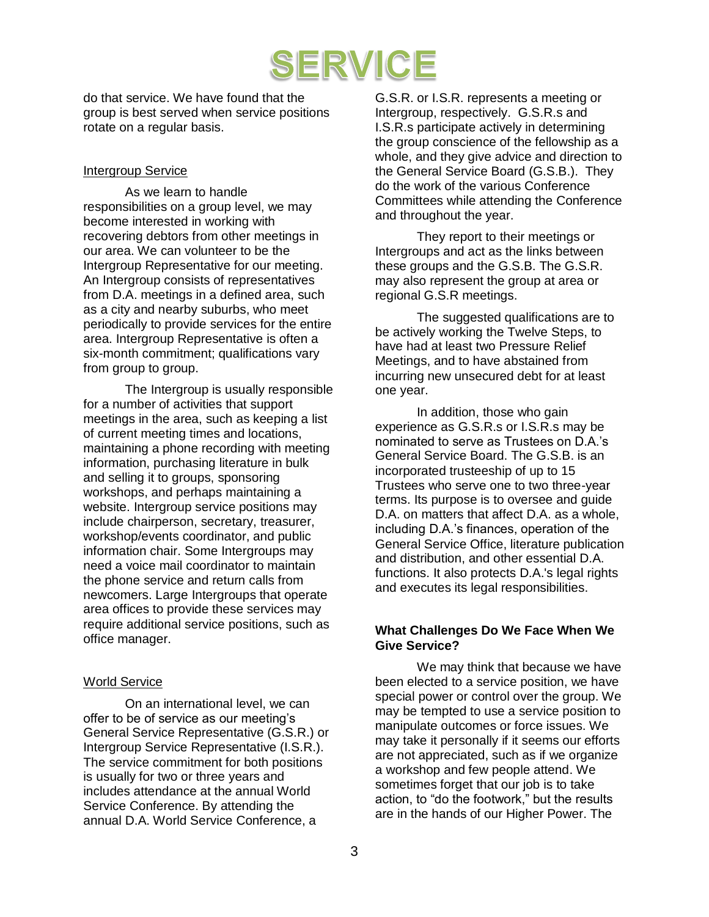do that service. We have found that the group is best served when service positions rotate on a regular basis.

### Intergroup Service

As we learn to handle responsibilities on a group level, we may become interested in working with recovering debtors from other meetings in our area. We can volunteer to be the Intergroup Representative for our meeting. An Intergroup consists of representatives from D.A. meetings in a defined area, such as a city and nearby suburbs, who meet periodically to provide services for the entire area. Intergroup Representative is often a six-month commitment; qualifications vary from group to group.

The Intergroup is usually responsible for a number of activities that support meetings in the area, such as keeping a list of current meeting times and locations, maintaining a phone recording with meeting information, purchasing literature in bulk and selling it to groups, sponsoring workshops, and perhaps maintaining a website. Intergroup service positions may include chairperson, secretary, treasurer, workshop/events coordinator, and public information chair. Some Intergroups may need a voice mail coordinator to maintain the phone service and return calls from newcomers. Large Intergroups that operate area offices to provide these services may require additional service positions, such as office manager.

### World Service

On an international level, we can offer to be of service as our meeting's General Service Representative (G.S.R.) or Intergroup Service Representative (I.S.R.). The service commitment for both positions is usually for two or three years and includes attendance at the annual World Service Conference. By attending the annual D.A. World Service Conference, a G.S.R. or I.S.R. represents a meeting or Intergroup, respectively. G.S.R.s and I.S.R.s participate actively in determining the group conscience of the fellowship as a whole, and they give advice and direction to the General Service Board (G.S.B.). They do the work of the various Conference Committees while attending the Conference and throughout the year.

They report to their meetings or Intergroups and act as the links between these groups and the G.S.B. The G.S.R. may also represent the group at area or regional G.S.R meetings.

The suggested qualifications are to be actively working the Twelve Steps, to have had at least two Pressure Relief Meetings, and to have abstained from incurring new unsecured debt for at least one year.

In addition, those who gain experience as G.S.R.s or I.S.R.s may be nominated to serve as Trustees on D.A.'s General Service Board. The G.S.B. is an incorporated trusteeship of up to 15 Trustees who serve one to two three-year terms. Its purpose is to oversee and guide D.A. on matters that affect D.A. as a whole, including D.A.'s finances, operation of the General Service Office, literature publication and distribution, and other essential D.A. functions. It also protects D.A.'s legal rights and executes its legal responsibilities.

## What Challenges Do We Face When We Give Service?

We may think that because we have been elected to a service position, we have special power or control over the group. We may be tempted to use a service position to manipulate outcomes or force issues. We may take it personally if it seems our efforts are not appreciated, such as if we organize a workshop and few people attend. We sometimes forget that our job is to take action, to "do the footwork," but the results are in the hands of our Higher Power. The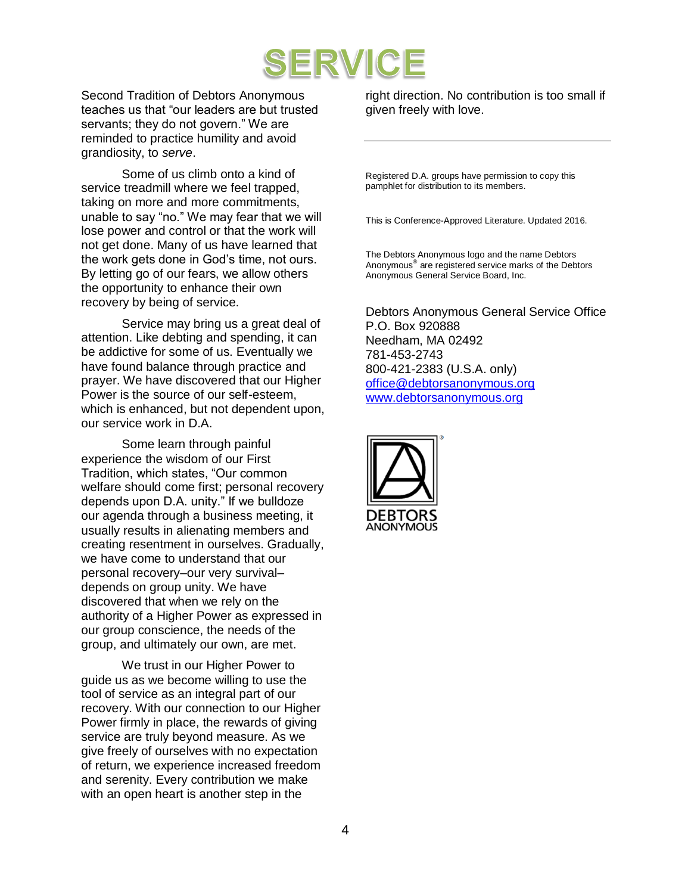# SERVICE

Second Tradition of Debtors Anonymous teaches us that "our leaders are but trusted servants; they do not govern." We are reminded to practice humility and avoid grandiosity, to *serve*.

Some of us climb onto a kind of service treadmill where we feel trapped, taking on more and more commitments, unable to say "no." We may fear that we will lose power and control or that the work will not get done. Many of us have learned that the work gets done in God's time, not ours. By letting go of our fears, we allow others the opportunity to enhance their own recovery by being of service.

Service may bring us a great deal of attention. Like debting and spending, it can be addictive for some of us. Eventually we have found balance through practice and prayer. We have discovered that our Higher Power is the source of our self-esteem, which is enhanced, but not dependent upon, our service work in D.A.

Some learn through painful experience the wisdom of our First Tradition, which states, "Our common welfare should come first; personal recovery depends upon D.A. unity." If we bulldoze our agenda through a business meeting, it usually results in alienating members and creating resentment in ourselves. Gradually, we have come to understand that our personal recovery–our very survival–depends on group unity. We have discovered that when we rely on the authority of a Higher Power as expressed in our group conscience, the needs of the group, and ultimately our own, are met.

We trust in our Higher Power to guide us as we become willing to use the tool of service as an integral part of our recovery. With our connection to our Higher Power firmly in place, the rewards of giving service are truly beyond measure. As we give freely of ourselves with no expectation of return, we experience increased freedom and serenity. Every contribution we make with an open heart is another step in the right direction. No contribution is too small if given freely with love.

---

Registered D.A. groups have permission to copy this pamphlet for distribution to its members.

This is Conference-Approved Literature. Updated 2016.

The Debtors Anonymous logo and the name Debtors Anonymous® are registered service marks of the Debtors Anonymous General Service Board, Inc.

Debtors Anonymous General Service Office
P.O. Box 920888
Needham, MA 02492
781-453-2743
800-421-2383 (U.S.A. only)
office@debtorsanonymous.org
www.debtorsanonymous.org

DEBTORS ANONYMOUS